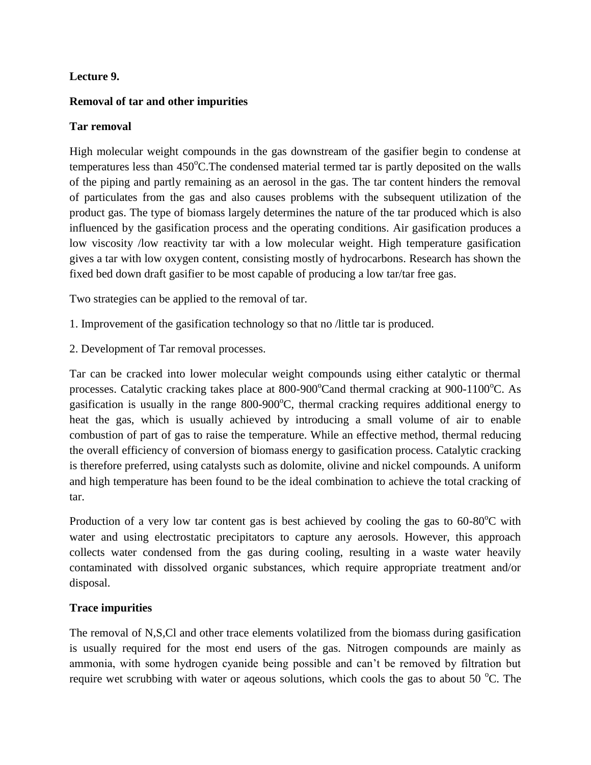**Lecture 9.**

**Removal of tar and other impurities**

**Tar removal**

High molecular weight compounds in the gas downstream of the gasifier begin to condense at temperatures less than $450^oC$.The condensed material termed tar is partly deposited on the walls of the piping and partly remaining as an aerosol in the gas. The tar content hinders the removal of particulates from the gas and also causes problems with the subsequent utilization of the product gas. The type of biomass largely determines the nature of the tar produced which is also influenced by the gasification process and the operating conditions. Air gasification produces a low viscosity /low reactivity tar with a low molecular weight. High temperature gasification gives a tar with low oxygen content, consisting mostly of hydrocarbons. Research has shown the fixed bed down draft gasifier to be most capable of producing a low tar/tar free gas.

Two strategies can be applied to the removal of tar.

1. Improvement of the gasification technology so that no /little tar is produced.

2. Development of Tar removal processes.

Tar can be cracked into lower molecular weight compounds using either catalytic or thermal processes. Catalytic cracking takes place at 800-$900^oC$and thermal cracking at 900-$1100^oC$. As gasification is usually in the range 800-$900^oC$, thermal cracking requires additional energy to heat the gas, which is usually achieved by introducing a small volume of air to enable combustion of part of gas to raise the temperature. While an effective method, thermal reducing the overall efficiency of conversion of biomass energy to gasification process. Catalytic cracking is therefore preferred, using catalysts such as dolomite, olivine and nickel compounds. A uniform and high temperature has been found to be the ideal combination to achieve the total cracking of tar.

Production of a very low tar content gas is best achieved by cooling the gas to 60-$80^oC$ with water and using electrostatic precipitators to capture any aerosols. However, this approach collects water condensed from the gas during cooling, resulting in a waste water heavily contaminated with dissolved organic substances, which require appropriate treatment and/or disposal.

**Trace impurities**

The removal of N,S,Cl and other trace elements volatilized from the biomass during gasification is usually required for the most end users of the gas. Nitrogen compounds are mainly as ammonia, with some hydrogen cyanide being possible and can't be removed by filtration but require wet scrubbing with water or aqeous solutions, which cools the gas to about 50 $^oC$. The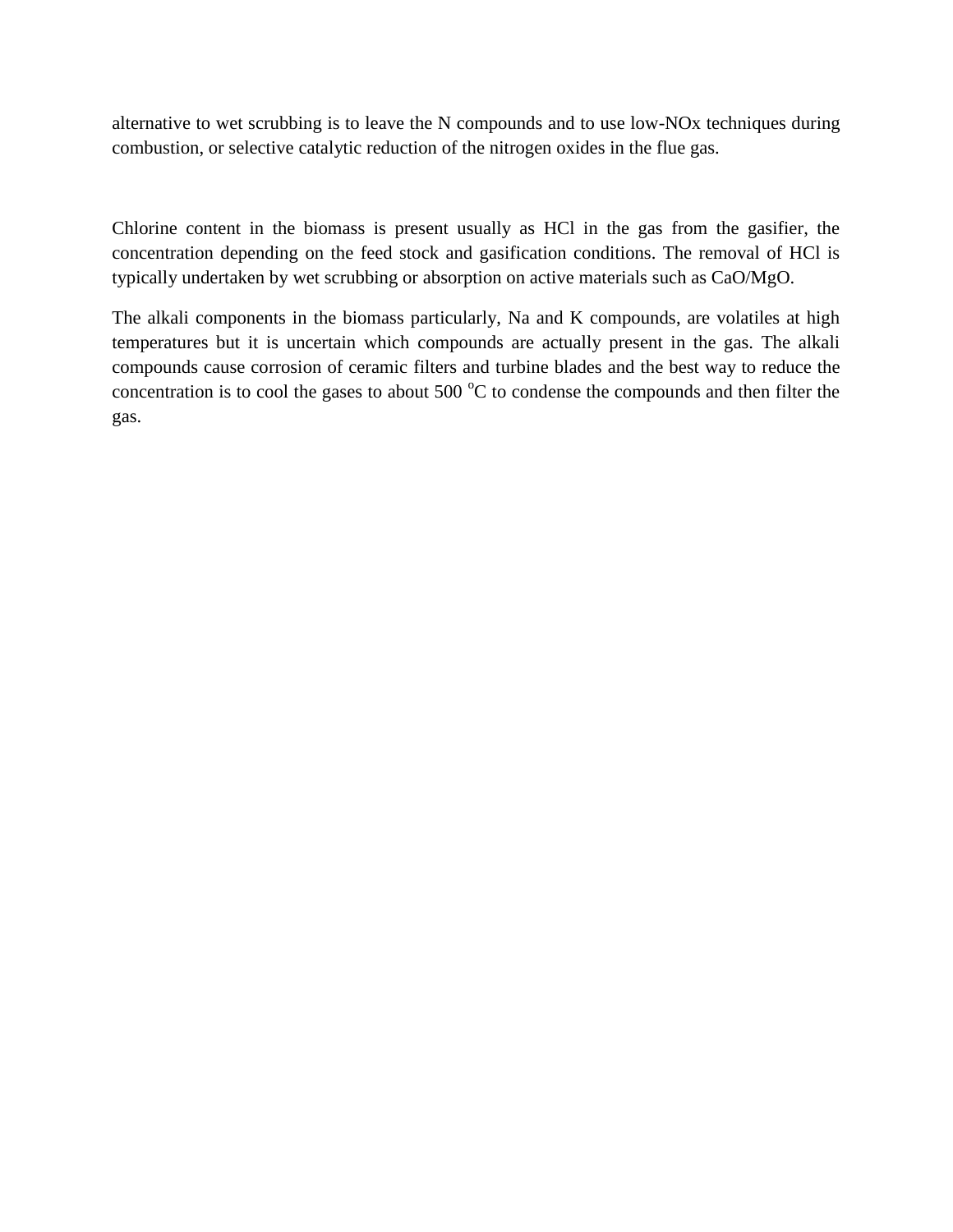alternative to wet scrubbing is to leave the N compounds and to use low-NOx techniques during combustion, or selective catalytic reduction of the nitrogen oxides in the flue gas.

Chlorine content in the biomass is present usually as HCl in the gas from the gasifier, the concentration depending on the feed stock and gasification conditions. The removal of HCl is typically undertaken by wet scrubbing or absorption on active materials such as CaO/MgO.

The alkali components in the biomass particularly, Na and K compounds, are volatiles at high temperatures but it is uncertain which compounds are actually present in the gas. The alkali compounds cause corrosion of ceramic filters and turbine blades and the best way to reduce the concentration is to cool the gases to about 500 $^{o}C$ to condense the compounds and then filter the gas.